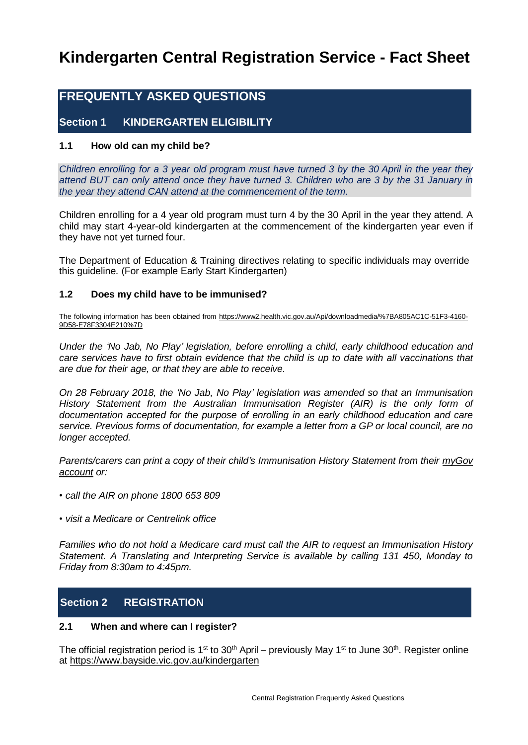# Kindergarten Central Registration Service - Fact Sheet

## FREQUENTLY ASKED QUESTIONS

## Section 1 KINDERGARTEN ELIGIBILITY

### 1.1 How old can my child be?

*Children enrolling for a 3 year old program must have turned 3 by the 30 April in the year they attend BUT can only attend once they have turned 3. Children who are 3 by the 31 January in the year they attend CAN attend at the commencement of the term.*

Children enrolling for a 4 year old program must turn 4 by the 30 April in the year they attend. A child may start 4-year-old kindergarten at the commencement of the kindergarten year even if they have not yet turned four.

The Department of Education & Training directives relating to specific individuals may override this guideline. (For example Early Start Kindergarten)

### 1.2 Does my child have to be immunised?

The following information has been obtained from https://www2.health.vic.gov.au/Api/downloadmedia/%7BA805AC1C-51F3-4160-9D58-E78F3304E210%7D

*Under the 'No Jab, No Play' legislation, before enrolling a child, early childhood education and care services have to first obtain evidence that the child is up to date with all vaccinations that are due for their age, or that they are able to receive.*

*On 28 February 2018, the 'No Jab, No Play' legislation was amended so that an Immunisation History Statement from the Australian Immunisation Register (AIR) is the only form of documentation accepted for the purpose of enrolling in an early childhood education and care service. Previous forms of documentation, for example a letter from a GP or local council, are no longer accepted.*

*Parents/carers can print a copy of their child's Immunisation History Statement from their myGov account or:*

- *call the AIR on phone 1800 653 809*
- *visit a Medicare or Centrelink office*

*Families who do not hold a Medicare card must call the AIR to request an Immunisation History Statement. A Translating and Interpreting Service is available by calling 131 450, Monday to Friday from 8:30am to 4:45pm.*

## Section 2 REGISTRATION

### 2.1 When and where can I register?

The official registration period is 1st to 30th April – previously May 1st to June 30th. Register online at https://www.bayside.vic.gov.au/kindergarten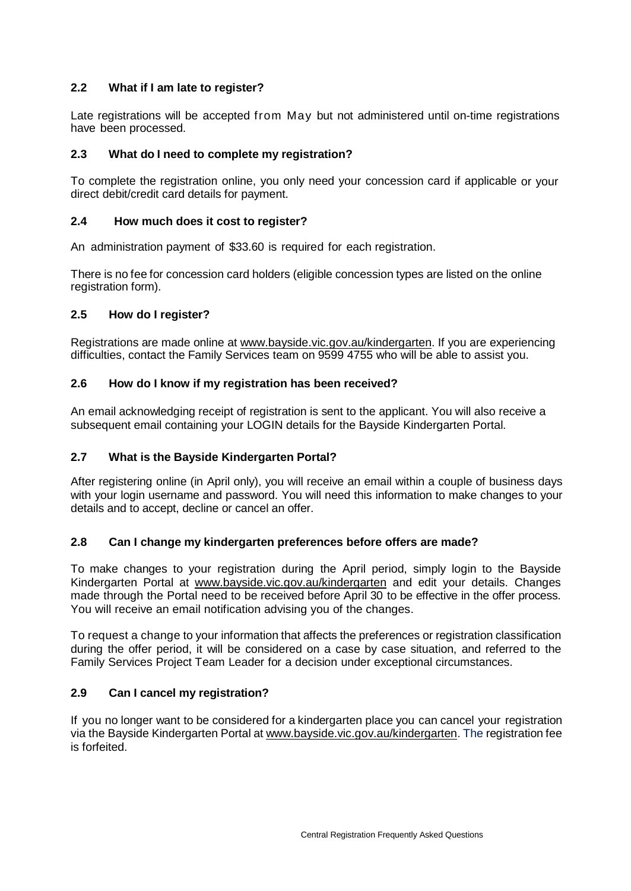### 2.2 What if I am late to register?

Late registrations will be accepted from May but not administered until on-time registrations have been processed.

### 2.3 What do I need to complete my registration?

To complete the registration online, you only need your concession card if applicable or your direct debit/credit card details for payment.

### 2.4 How much does it cost to register?

An administration payment of $33.60 is required for each registration.

There is no fee for concession card holders (eligible concession types are listed on the online registration form).

### 2.5 How do I register?

Registrations are made online at www.bayside.vic.gov.au/kindergarten. If you are experiencing difficulties, contact the Family Services team on 9599 4755 who will be able to assist you.

### 2.6 How do I know if my registration has been received?

An email acknowledging receipt of registration is sent to the applicant. You will also receive a subsequent email containing your LOGIN details for the Bayside Kindergarten Portal.

### 2.7 What is the Bayside Kindergarten Portal?

After registering online (in April only), you will receive an email within a couple of business days with your login username and password. You will need this information to make changes to your details and to accept, decline or cancel an offer.

### 2.8 Can I change my kindergarten preferences before offers are made?

To make changes to your registration during the April period, simply login to the Bayside Kindergarten Portal at www.bayside.vic.gov.au/kindergarten and edit your details. Changes made through the Portal need to be received before April 30 to be effective in the offer process. You will receive an email notification advising you of the changes.

To request a change to your information that affects the preferences or registration classification during the offer period, it will be considered on a case by case situation, and referred to the Family Services Project Team Leader for a decision under exceptional circumstances.

### 2.9 Can I cancel my registration?

If you no longer want to be considered for a kindergarten place you can cancel your registration via the Bayside Kindergarten Portal at www.bayside.vic.gov.au/kindergarten. The registration fee is forfeited.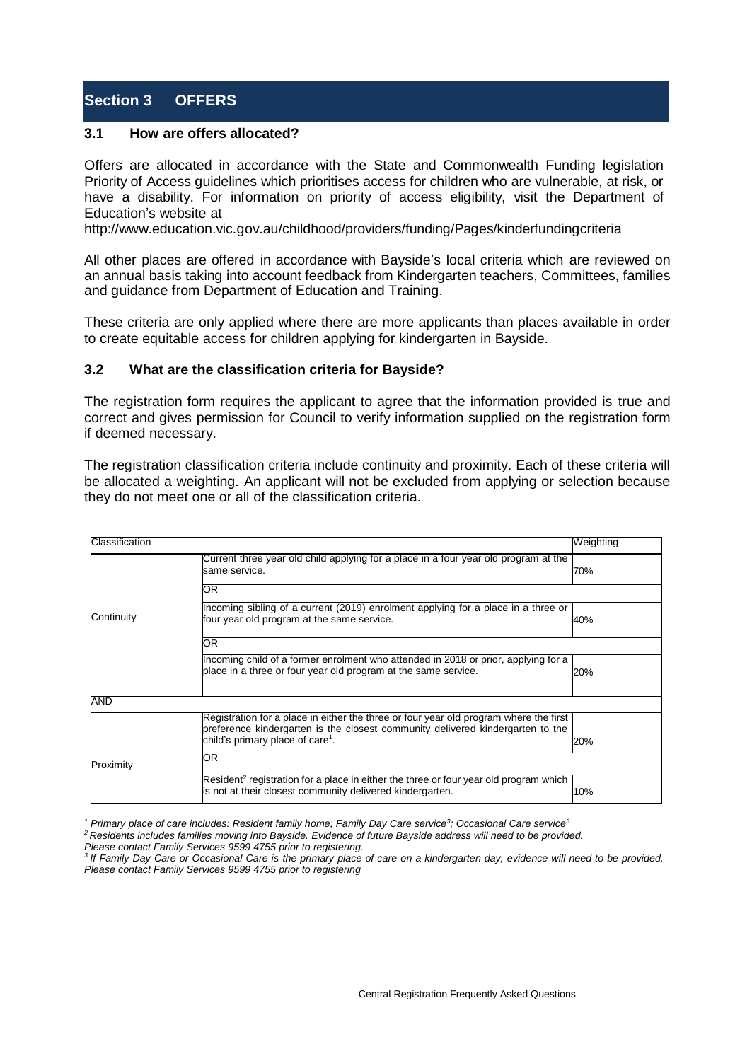## Section 3 OFFERS

### 3.1 How are offers allocated?

Offers are allocated in accordance with the State and Commonwealth Funding legislation Priority of Access guidelines which prioritises access for children who are vulnerable, at risk, or have a disability. For information on priority of access eligibility, visit the Department of Education's website at

http://www.education.vic.gov.au/childhood/providers/funding/Pages/kinderfundingcriteria

All other places are offered in accordance with Bayside's local criteria which are reviewed on an annual basis taking into account feedback from Kindergarten teachers, Committees, families and guidance from Department of Education and Training.

These criteria are only applied where there are more applicants than places available in order to create equitable access for children applying for kindergarten in Bayside.

### 3.2 What are the classification criteria for Bayside?

The registration form requires the applicant to agree that the information provided is true and correct and gives permission for Council to verify information supplied on the registration form if deemed necessary.

The registration classification criteria include continuity and proximity. Each of these criteria will be allocated a weighting. An applicant will not be excluded from applying or selection because they do not meet one or all of the classification criteria.

| Classification | | Weighting |
|---|---|---|
| Continuity | Current three year old child applying for a place in a four year old program at the same service. | 70% |
| | OR | |
| | Incoming sibling of a current (2019) enrolment applying for a place in a three or four year old program at the same service. | 40% |
| | OR | |
| | Incoming child of a former enrolment who attended in 2018 or prior, applying for a place in a three or four year old program at the same service. | 20% |
| AND | | |
| Proximity | Registration for a place in either the three or four year old program where the first preference kindergarten is the closest community delivered kindergarten to the child's primary place of care[1]. | 20% |
| | OR | |
| | Resident[2] registration for a place in either the three or four year old program which is not at their closest community delivered kindergarten. | 10% |

*[1] Primary place of care includes: Resident family home; Family Day Care service[3]; Occasional Care service[3]*

*[2] Residents includes families moving into Bayside. Evidence of future Bayside address will need to be provided. Please contact Family Services 9599 4755 prior to registering.*

*[3] If Family Day Care or Occasional Care is the primary place of care on a kindergarten day, evidence will need to be provided. Please contact Family Services 9599 4755 prior to registering*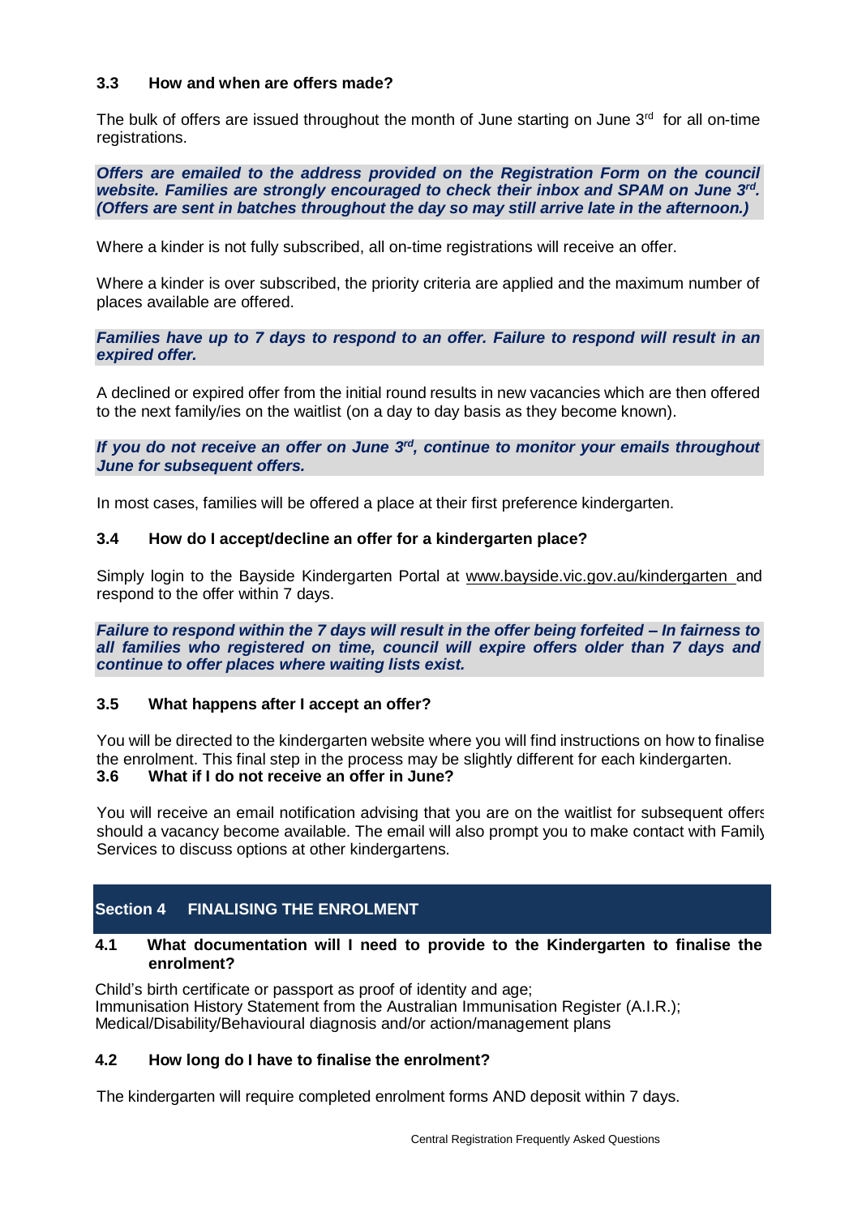### 3.3 How and when are offers made?

The bulk of offers are issued throughout the month of June starting on June 3rd for all on-time registrations.

***Offers are emailed to the address provided on the Registration Form on the council website. Families are strongly encouraged to check their inbox and SPAM on June 3rd. (Offers are sent in batches throughout the day so may still arrive late in the afternoon.)***

Where a kinder is not fully subscribed, all on-time registrations will receive an offer.

Where a kinder is over subscribed, the priority criteria are applied and the maximum number of places available are offered.

***Families have up to 7 days to respond to an offer. Failure to respond will result in an expired offer.***

A declined or expired offer from the initial round results in new vacancies which are then offered to the next family/ies on the waitlist (on a day to day basis as they become known).

***If you do not receive an offer on June 3rd, continue to monitor your emails throughout June for subsequent offers.***

In most cases, families will be offered a place at their first preference kindergarten.

### 3.4 How do I accept/decline an offer for a kindergarten place?

Simply login to the Bayside Kindergarten Portal at www.bayside.vic.gov.au/kindergarten and respond to the offer within 7 days.

***Failure to respond within the 7 days will result in the offer being forfeited – In fairness to all families who registered on time, council will expire offers older than 7 days and continue to offer places where waiting lists exist.***

### 3.5 What happens after I accept an offer?

You will be directed to the kindergarten website where you will find instructions on how to finalise the enrolment. This final step in the process may be slightly different for each kindergarten.

### 3.6 What if I do not receive an offer in June?

You will receive an email notification advising that you are on the waitlist for subsequent offers should a vacancy become available. The email will also prompt you to make contact with Family Services to discuss options at other kindergartens.

## Section 4 FINALISING THE ENROLMENT

### 4.1 What documentation will I need to provide to the Kindergarten to finalise the enrolment?

Child's birth certificate or passport as proof of identity and age;
Immunisation History Statement from the Australian Immunisation Register (A.I.R.);
Medical/Disability/Behavioural diagnosis and/or action/management plans

### 4.2 How long do I have to finalise the enrolment?

The kindergarten will require completed enrolment forms AND deposit within 7 days.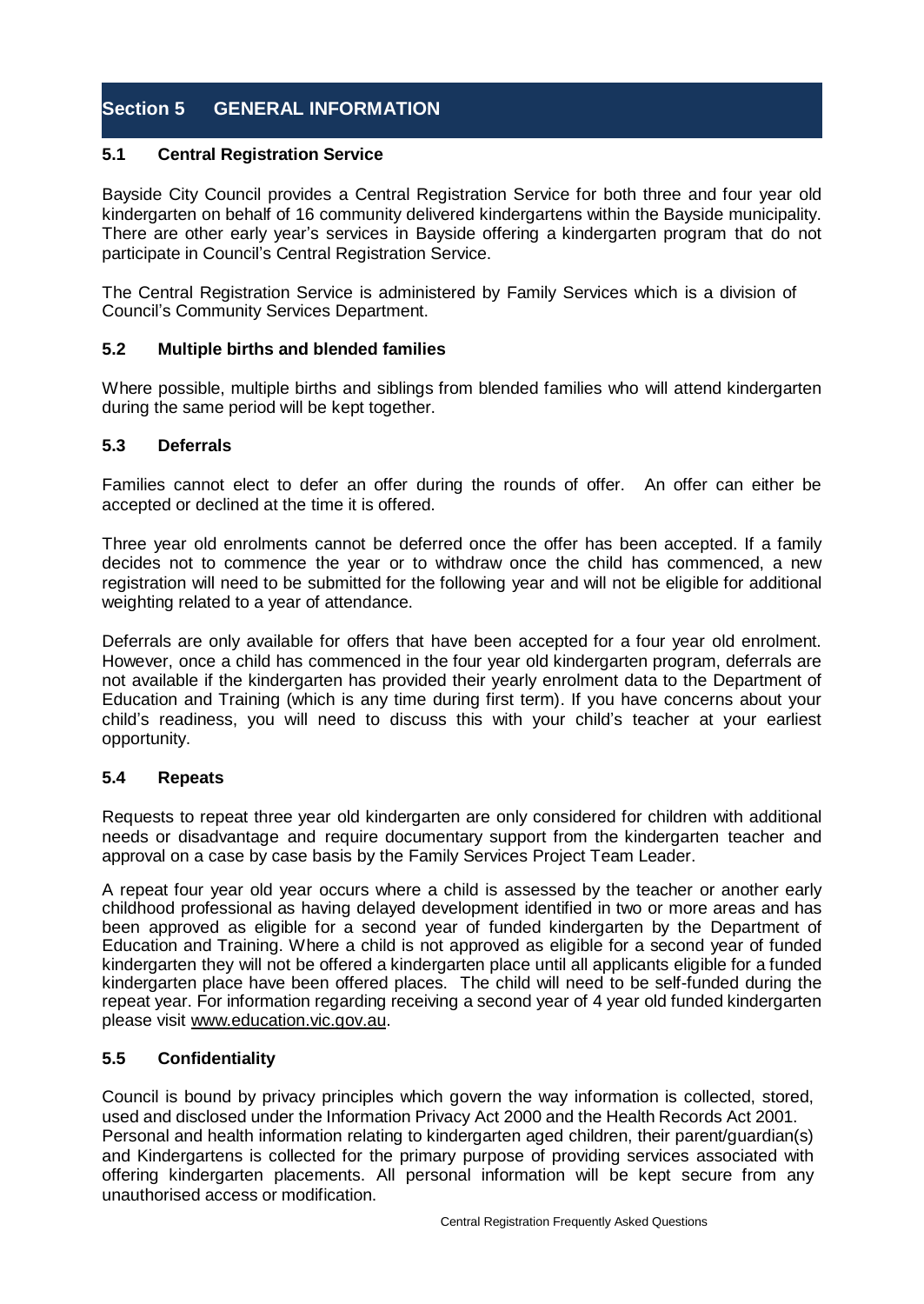## Section 5 GENERAL INFORMATION

### 5.1 Central Registration Service

Bayside City Council provides a Central Registration Service for both three and four year old kindergarten on behalf of 16 community delivered kindergartens within the Bayside municipality. There are other early year's services in Bayside offering a kindergarten program that do not participate in Council's Central Registration Service.

The Central Registration Service is administered by Family Services which is a division of Council's Community Services Department.

### 5.2 Multiple births and blended families

Where possible, multiple births and siblings from blended families who will attend kindergarten during the same period will be kept together.

### 5.3 Deferrals

Families cannot elect to defer an offer during the rounds of offer. An offer can either be accepted or declined at the time it is offered.

Three year old enrolments cannot be deferred once the offer has been accepted. If a family decides not to commence the year or to withdraw once the child has commenced, a new registration will need to be submitted for the following year and will not be eligible for additional weighting related to a year of attendance.

Deferrals are only available for offers that have been accepted for a four year old enrolment. However, once a child has commenced in the four year old kindergarten program, deferrals are not available if the kindergarten has provided their yearly enrolment data to the Department of Education and Training (which is any time during first term). If you have concerns about your child's readiness, you will need to discuss this with your child's teacher at your earliest opportunity.

### 5.4 Repeats

Requests to repeat three year old kindergarten are only considered for children with additional needs or disadvantage and require documentary support from the kindergarten teacher and approval on a case by case basis by the Family Services Project Team Leader.

A repeat four year old year occurs where a child is assessed by the teacher or another early childhood professional as having delayed development identified in two or more areas and has been approved as eligible for a second year of funded kindergarten by the Department of Education and Training. Where a child is not approved as eligible for a second year of funded kindergarten they will not be offered a kindergarten place until all applicants eligible for a funded kindergarten place have been offered places. The child will need to be self-funded during the repeat year. For information regarding receiving a second year of 4 year old funded kindergarten please visit www.education.vic.gov.au.

### 5.5 Confidentiality

Council is bound by privacy principles which govern the way information is collected, stored, used and disclosed under the Information Privacy Act 2000 and the Health Records Act 2001. Personal and health information relating to kindergarten aged children, their parent/guardian(s) and Kindergartens is collected for the primary purpose of providing services associated with offering kindergarten placements. All personal information will be kept secure from any unauthorised access or modification.